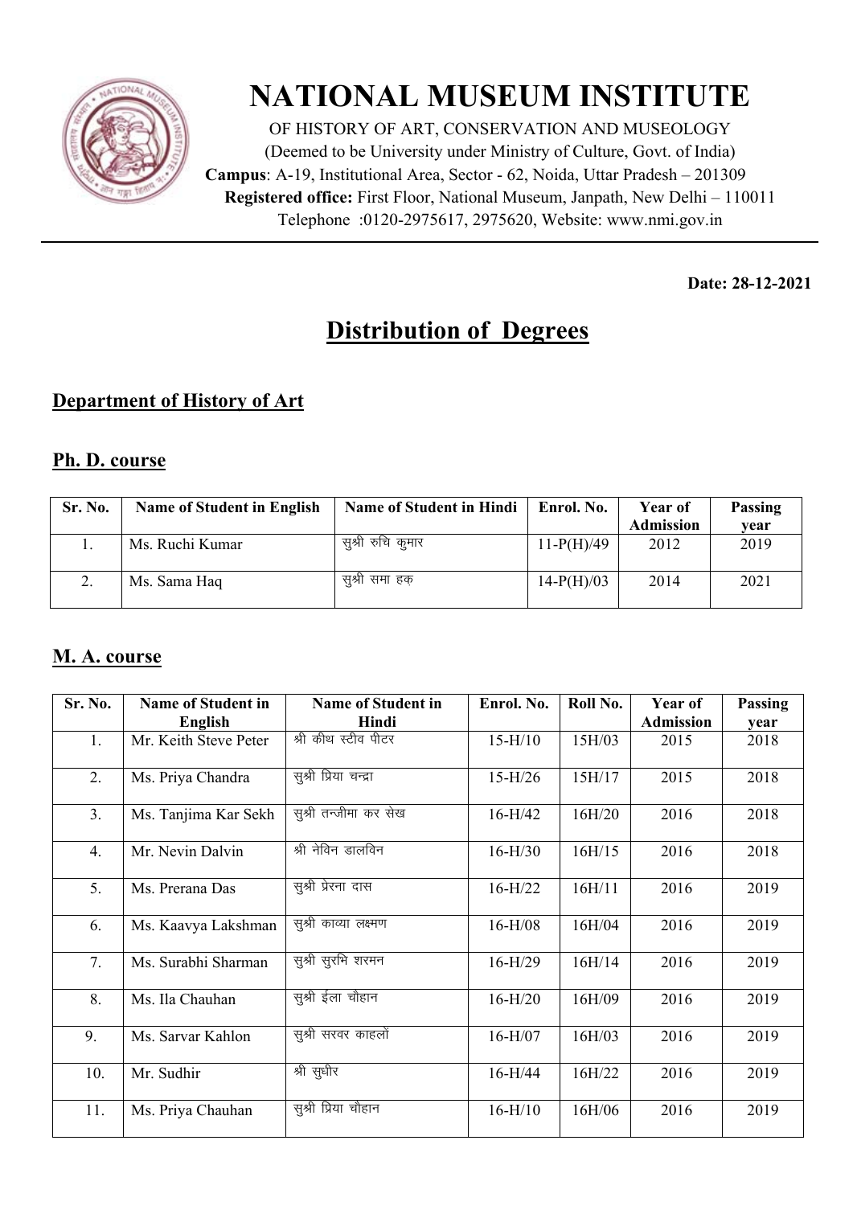# NATIONAL MUSEUM INSTITUTE

OF HISTORY OF ART, CONSERVATION AND MUSEOLOGY
(Deemed to be University under Ministry of Culture, Govt. of India)
**Campus**: A-19, Institutional Area, Sector - 62, Noida, Uttar Pradesh – 201309
**Registered office:** First Floor, National Museum, Janpath, New Delhi – 110011
Telephone :0120-2975617, 2975620, Website: www.nmi.gov.in

**Date: 28-12-2021**

## Distribution of Degrees

### Department of History of Art

### Ph. D. course

| Sr. No. | Name of Student in English | Name of Student in Hindi | Enrol. No. | Year of Admission | Passing year |
|---|---|---|---|---|---|
| 1. | Ms. Ruchi Kumar | सुश्री रुचि कुमार | 11-P(H)/49 | 2012 | 2019 |
| 2. | Ms. Sama Haq | सुश्री समा हक़ | 14-P(H)/03 | 2014 | 2021 |

### M. A. course

| Sr. No. | Name of Student in English | Name of Student in Hindi | Enrol. No. | Roll No. | Year of Admission | Passing year |
|---|---|---|---|---|---|---|
| 1. | Mr. Keith Steve Peter | श्री कीथ स्टीव पीटर | 15-H/10 | 15H/03 | 2015 | 2018 |
| 2. | Ms. Priya Chandra | सुश्री प्रिया चन्द्रा | 15-H/26 | 15H/17 | 2015 | 2018 |
| 3. | Ms. Tanjima Kar Sekh | सुश्री तन्जीमा कर सेख | 16-H/42 | 16H/20 | 2016 | 2018 |
| 4. | Mr. Nevin Dalvin | श्री नेविन डालविन | 16-H/30 | 16H/15 | 2016 | 2018 |
| 5. | Ms. Prerana Das | सुश्री प्रेरना दास | 16-H/22 | 16H/11 | 2016 | 2019 |
| 6. | Ms. Kaavya Lakshman | सुश्री काव्या लक्ष्मण | 16-H/08 | 16H/04 | 2016 | 2019 |
| 7. | Ms. Surabhi Sharman | सुश्री सुरभि शरमन | 16-H/29 | 16H/14 | 2016 | 2019 |
| 8. | Ms. Ila Chauhan | सुश्री ईला चौहान | 16-H/20 | 16H/09 | 2016 | 2019 |
| 9. | Ms. Sarvar Kahlon | सुश्री सरवर काहलों | 16-H/07 | 16H/03 | 2016 | 2019 |
| 10. | Mr. Sudhir | श्री सुधीर | 16-H/44 | 16H/22 | 2016 | 2019 |
| 11. | Ms. Priya Chauhan | सुश्री प्रिया चौहान | 16-H/10 | 16H/06 | 2016 | 2019 |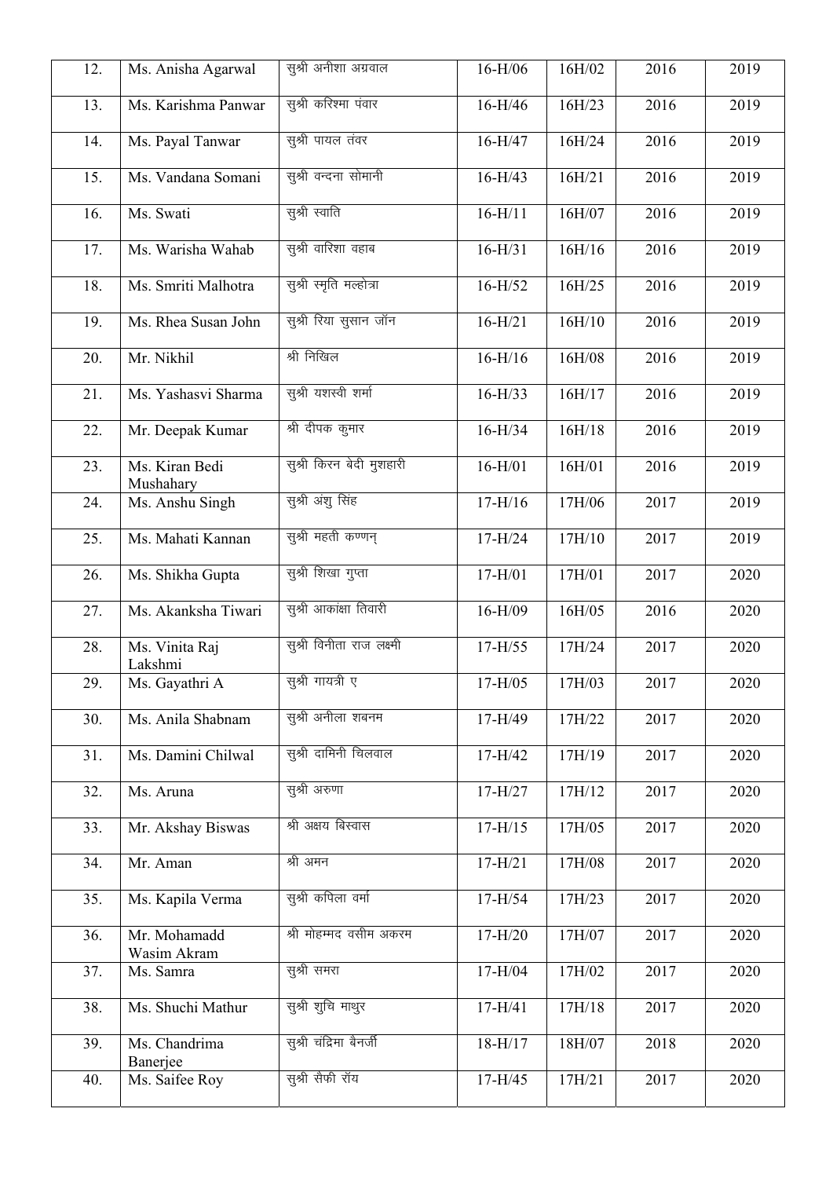| 12. | Ms. Anisha Agarwal | सुश्री अनीशा अग्रवाल | 16-H/06 | 16H/02 | 2016 | 2019 |
|---|---|---|---|---|---|---|
| 13. | Ms. Karishma Panwar | सुश्री करिश्मा पंवार | 16-H/46 | 16H/23 | 2016 | 2019 |
| 14. | Ms. Payal Tanwar | सुश्री पायल तंवर | 16-H/47 | 16H/24 | 2016 | 2019 |
| 15. | Ms. Vandana Somani | सुश्री वन्दना सोमानी | 16-H/43 | 16H/21 | 2016 | 2019 |
| 16. | Ms. Swati | सुश्री स्वाति | 16-H/11 | 16H/07 | 2016 | 2019 |
| 17. | Ms. Warisha Wahab | सुश्री वारिशा वहाब | 16-H/31 | 16H/16 | 2016 | 2019 |
| 18. | Ms. Smriti Malhotra | सुश्री स्मृति मल्होत्रा | 16-H/52 | 16H/25 | 2016 | 2019 |
| 19. | Ms. Rhea Susan John | सुश्री रिया सुसान जॉन | 16-H/21 | 16H/10 | 2016 | 2019 |
| 20. | Mr. Nikhil | श्री निखिल | 16-H/16 | 16H/08 | 2016 | 2019 |
| 21. | Ms. Yashasvi Sharma | सुश्री यशस्वी शर्मा | 16-H/33 | 16H/17 | 2016 | 2019 |
| 22. | Mr. Deepak Kumar | श्री दीपक कुमार | 16-H/34 | 16H/18 | 2016 | 2019 |
| 23. | Ms. Kiran Bedi Mushahary | सुश्री किरन बेदी मुशहारी | 16-H/01 | 16H/01 | 2016 | 2019 |
| 24. | Ms. Anshu Singh | सुश्री अंशु सिंह | 17-H/16 | 17H/06 | 2017 | 2019 |
| 25. | Ms. Mahati Kannan | सुश्री महती कण्णन् | 17-H/24 | 17H/10 | 2017 | 2019 |
| 26. | Ms. Shikha Gupta | सुश्री शिखा गुप्ता | 17-H/01 | 17H/01 | 2017 | 2020 |
| 27. | Ms. Akanksha Tiwari | सुश्री आकांक्षा तिवारी | 16-H/09 | 16H/05 | 2016 | 2020 |
| 28. | Ms. Vinita Raj Lakshmi | सुश्री विनीता राज लक्ष्मी | 17-H/55 | 17H/24 | 2017 | 2020 |
| 29. | Ms. Gayathri A | सुश्री गायत्री ए | 17-H/05 | 17H/03 | 2017 | 2020 |
| 30. | Ms. Anila Shabnam | सुश्री अनीला शबनम | 17-H/49 | 17H/22 | 2017 | 2020 |
| 31. | Ms. Damini Chilwal | सुश्री दामिनी चिलवाल | 17-H/42 | 17H/19 | 2017 | 2020 |
| 32. | Ms. Aruna | सुश्री अरुणा | 17-H/27 | 17H/12 | 2017 | 2020 |
| 33. | Mr. Akshay Biswas | श्री अक्षय बिस्वास | 17-H/15 | 17H/05 | 2017 | 2020 |
| 34. | Mr. Aman | श्री अमन | 17-H/21 | 17H/08 | 2017 | 2020 |
| 35. | Ms. Kapila Verma | सुश्री कपिला वर्मा | 17-H/54 | 17H/23 | 2017 | 2020 |
| 36. | Mr. Mohamadd Wasim Akram | श्री मोहम्मद वसीम अकरम | 17-H/20 | 17H/07 | 2017 | 2020 |
| 37. | Ms. Samra | सुश्री समरा | 17-H/04 | 17H/02 | 2017 | 2020 |
| 38. | Ms. Shuchi Mathur | सुश्री शुचि माथुर | 17-H/41 | 17H/18 | 2017 | 2020 |
| 39. | Ms. Chandrima Banerjee | सुश्री चंद्रिमा बैनर्जी | 18-H/17 | 18H/07 | 2018 | 2020 |
| 40. | Ms. Saifee Roy | सुश्री सैफी रॉय | 17-H/45 | 17H/21 | 2017 | 2020 |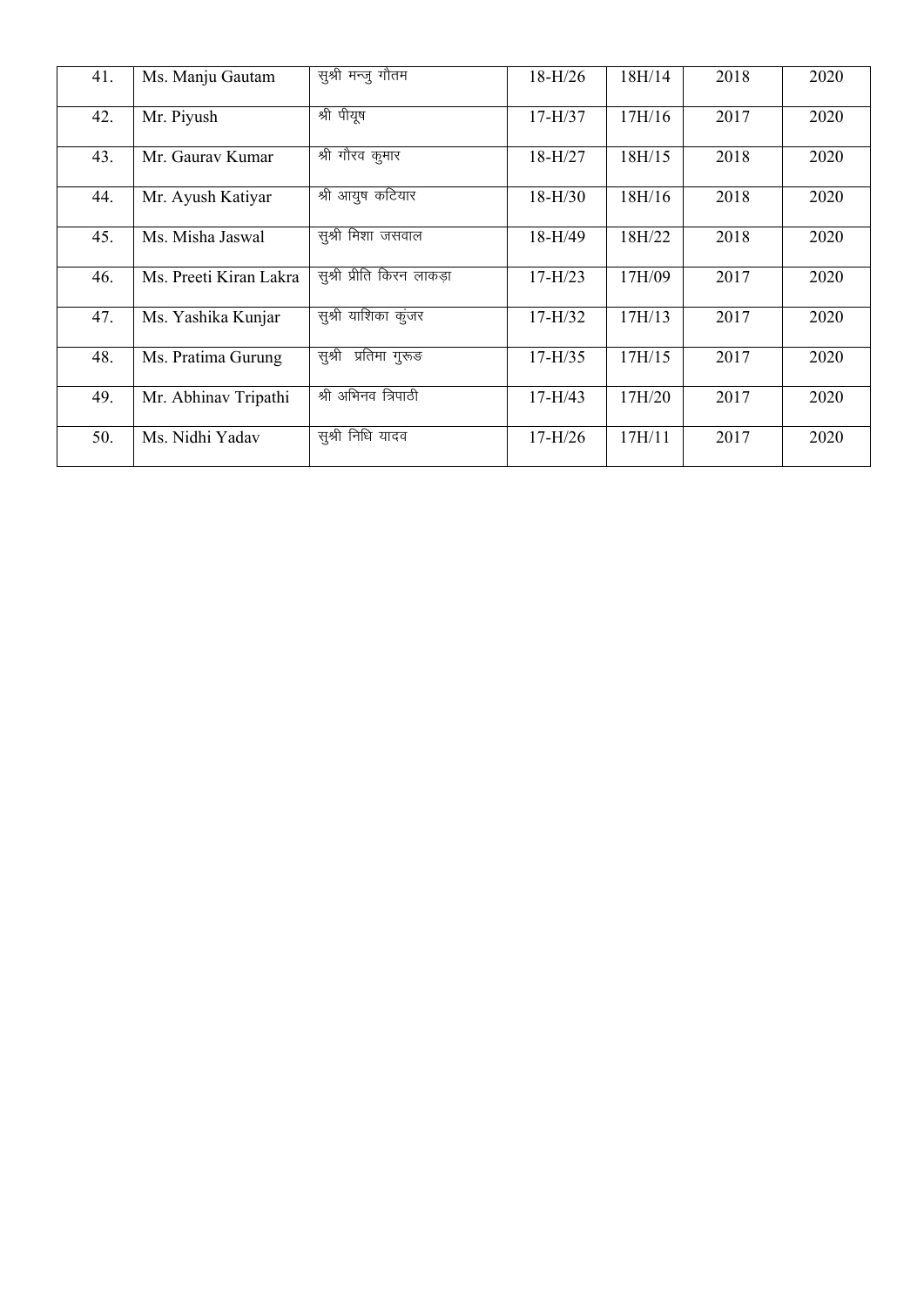| | | | | | | |
|---|---|---|---|---|---|---|
| 41. | Ms. Manju Gautam | सुश्री मन्जु गौतम | 18-H/26 | 18H/14 | 2018 | 2020 |
| 42. | Mr. Piyush | श्री पीयूष | 17-H/37 | 17H/16 | 2017 | 2020 |
| 43. | Mr. Gaurav Kumar | श्री गौरव कुमार | 18-H/27 | 18H/15 | 2018 | 2020 |
| 44. | Mr. Ayush Katiyar | श्री आयुष कटियार | 18-H/30 | 18H/16 | 2018 | 2020 |
| 45. | Ms. Misha Jaswal | सुश्री मिशा जसवाल | 18-H/49 | 18H/22 | 2018 | 2020 |
| 46. | Ms. Preeti Kiran Lakra | सुश्री प्रीति किरन लाकड़ा | 17-H/23 | 17H/09 | 2017 | 2020 |
| 47. | Ms. Yashika Kunjar | सुश्री याशिका कुंजर | 17-H/32 | 17H/13 | 2017 | 2020 |
| 48. | Ms. Pratima Gurung | सुश्री प्रतिमा गुरूङ | 17-H/35 | 17H/15 | 2017 | 2020 |
| 49. | Mr. Abhinav Tripathi | श्री अभिनव त्रिपाठी | 17-H/43 | 17H/20 | 2017 | 2020 |
| 50. | Ms. Nidhi Yadav | सुश्री निधि यादव | 17-H/26 | 17H/11 | 2017 | 2020 |